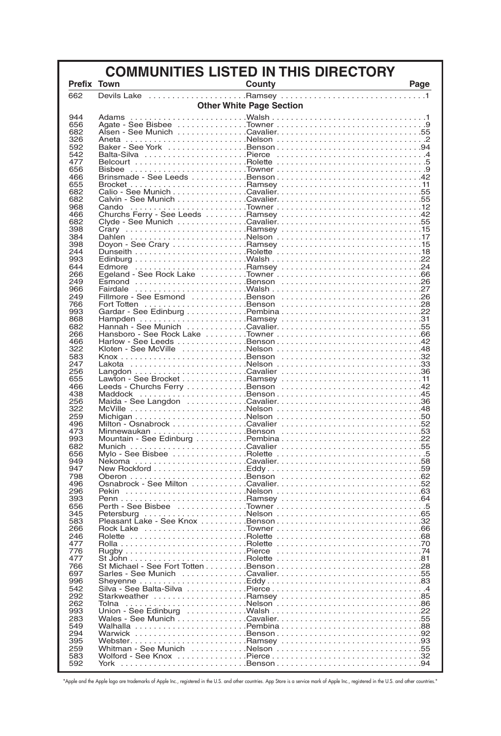# COMMUNITIES LISTED IN THIS DIRECTORY

| Prefix | Town | County | Page |
|---|---|---|---|
| 662 | Devils Lake | Ramsey | 1 |
| | **Other White Page Section** | | |
| 944 | Adams | Walsh | 1 |
| 656 | Agate - See Bisbee | Towner | 9 |
| 682 | Alsen - See Munich | Cavalier. | 55 |
| 326 | Aneta | Nelson | 2 |
| 592 | Baker - See York | Benson | 94 |
| 542 | Balta-Silva | Pierce | 4 |
| 477 | Belcourt | Rolette | 5 |
| 656 | Bisbee | Towner | 9 |
| 466 | Brinsmade - See Leeds | Benson | 42 |
| 655 | Brocket | Ramsey | 11 |
| 682 | Calio - See Munich | Cavalier. | 55 |
| 682 | Calvin - See Munich | Cavalier. | 55 |
| 968 | Cando | Towner | 12 |
| 466 | Churchs Ferry - See Leeds | Ramsey | 42 |
| 682 | Clyde - See Munich | Cavalier. | 55 |
| 398 | Crary | Ramsey | 15 |
| 384 | Dahlen | Nelson | 17 |
| 398 | Doyon - See Crary | Ramsey | 15 |
| 244 | Dunseith | Rolette | 18 |
| 993 | Edinburg | Walsh | 22 |
| 644 | Edmore | Ramsey | 24 |
| 266 | Egeland - See Rock Lake | Towner | 66 |
| 249 | Esmond | Benson | 26 |
| 966 | Fairdale | Walsh | 27 |
| 249 | Fillmore - See Esmond | Benson | 26 |
| 766 | Fort Totten | Benson | 28 |
| 993 | Gardar - See Edinburg | Pembina | 22 |
| 868 | Hampden | Ramsey | 31 |
| 682 | Hannah - See Munich | Cavalier. | 55 |
| 266 | Hansboro - See Rock Lake | Towner | 66 |
| 466 | Harlow - See Leeds | Benson | 42 |
| 322 | Kloten - See McVille | Nelson | 48 |
| 583 | Knox | Benson | 32 |
| 247 | Lakota | Nelson | 33 |
| 256 | Langdon | Cavalier | 36 |
| 655 | Lawton - See Brocket | Ramsey | 11 |
| 466 | Leeds - Churchs Ferry | Benson | 42 |
| 438 | Maddock | Benson | 45 |
| 256 | Maida - See Langdon | Cavalier. | 36 |
| 322 | McVille | Nelson | 48 |
| 259 | Michigan | Nelson | 50 |
| 496 | Milton - Osnabrock | Cavalier | 52 |
| 473 | Minnewaukan | Benson | 53 |
| 993 | Mountain - See Edinburg | Pembina | 22 |
| 682 | Munich | Cavalier | 55 |
| 656 | Mylo - See Bisbee | Rolette | 5 |
| 949 | Nekoma | Cavalier. | 58 |
| 947 | New Rockford | Eddy | 59 |
| 798 | Oberon | Benson | 62 |
| 496 | Osnabrock - See Milton | Cavalier. | 52 |
| 296 | Pekin | Nelson | 63 |
| 393 | Penn | Ramsey | 64 |
| 656 | Perth - See Bisbee | Towner | 5 |
| 345 | Petersburg | Nelson | 65 |
| 583 | Pleasant Lake - See Knox | Benson | 32 |
| 266 | Rock Lake | Towner | 66 |
| 246 | Rolette | Rolette | 68 |
| 477 | Rolla | Rolette | 70 |
| 776 | Rugby | Pierce | 74 |
| 477 | St John | Rolette | 81 |
| 766 | St Michael - See Fort Totten | Benson | 28 |
| 697 | Sarles - See Munich | Cavalier. | 55 |
| 996 | Sheyenne | Eddy | 83 |
| 542 | Silva - See Balta-Silva | Pierce | 4 |
| 292 | Starkweather | Ramsey | 85 |
| 262 | Tolna | Nelson | 86 |
| 993 | Union - See Edinburg | Walsh | 22 |
| 283 | Wales - See Munich | Cavalier. | 55 |
| 549 | Walhalla | Pembina | 88 |
| 294 | Warwick | Benson | 92 |
| 395 | Webster | Ramsey | 93 |
| 259 | Whitman - See Munich | Nelson | 55 |
| 583 | Wolford - See Knox | Pierce | 32 |
| 592 | York | Benson | 94 |

"Apple and the Apple logo are trademarks of Apple Inc., registered in the U.S. and other countries. App Store is a service mark of Apple Inc., registered in the U.S. and other countries."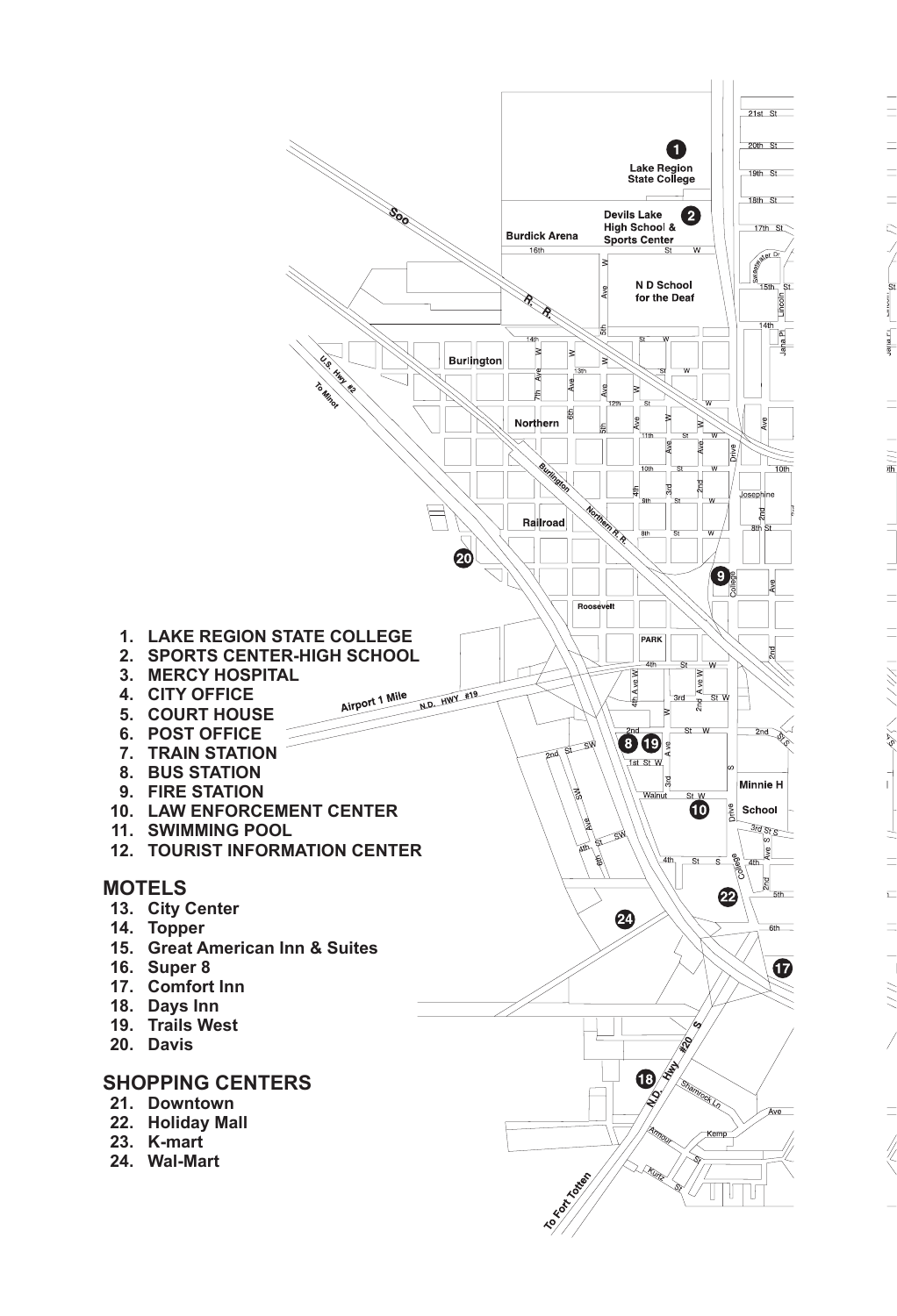1. LAKE REGION STATE COLLEGE
2. SPORTS CENTER-HIGH SCHOOL
3. MERCY HOSPITAL
4. CITY OFFICE
5. COURT HOUSE
6. POST OFFICE
7. TRAIN STATION
8. BUS STATION
9. FIRE STATION
10. LAW ENFORCEMENT CENTER
11. SWIMMING POOL
12. TOURIST INFORMATION CENTER

## MOTELS

13. City Center
14. Topper
15. Great American Inn & Suites
16. Super 8
17. Comfort Inn
18. Days Inn
19. Trails West
20. Davis

## SHOPPING CENTERS

21. Downtown
22. Holiday Mall
23. K-mart
24. Wal-Mart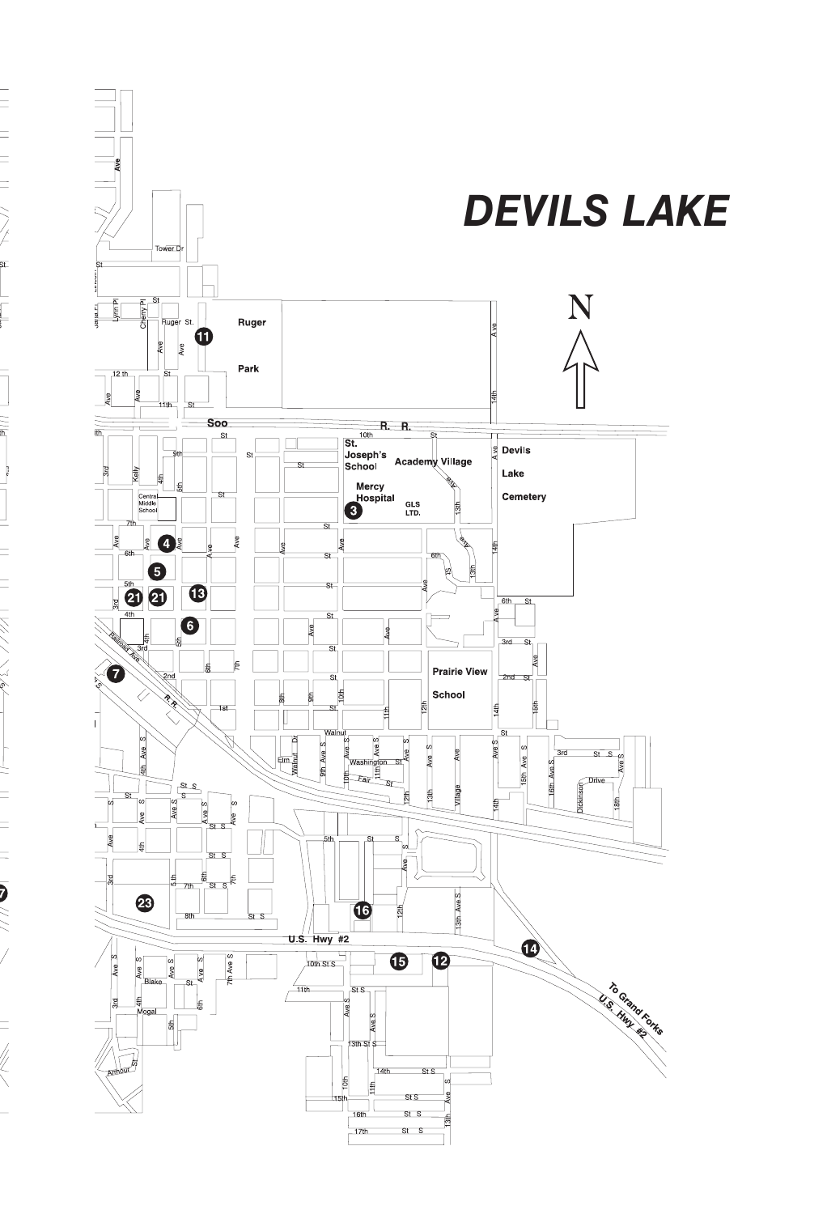# DEVILS LAKE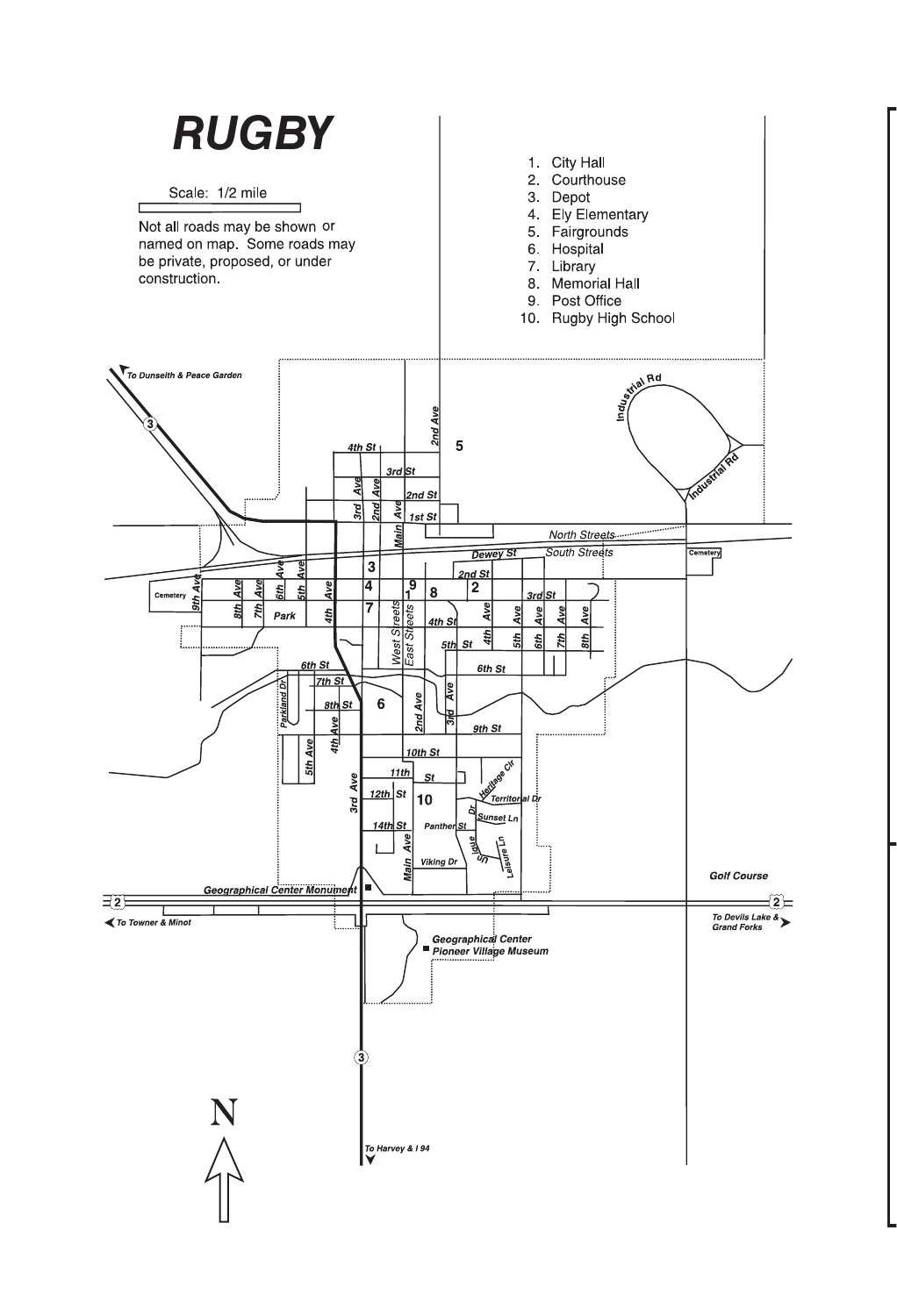# RUGBY

Scale: 1/2 mile

Not all roads may be shown or named on map. Some roads may be private, proposed, or under construction.

1. City Hall
2. Courthouse
3. Depot
4. Ely Elementary
5. Fairgrounds
6. Hospital
7. Library
8. Memorial Hall
9. Post Office
10. Rugby High School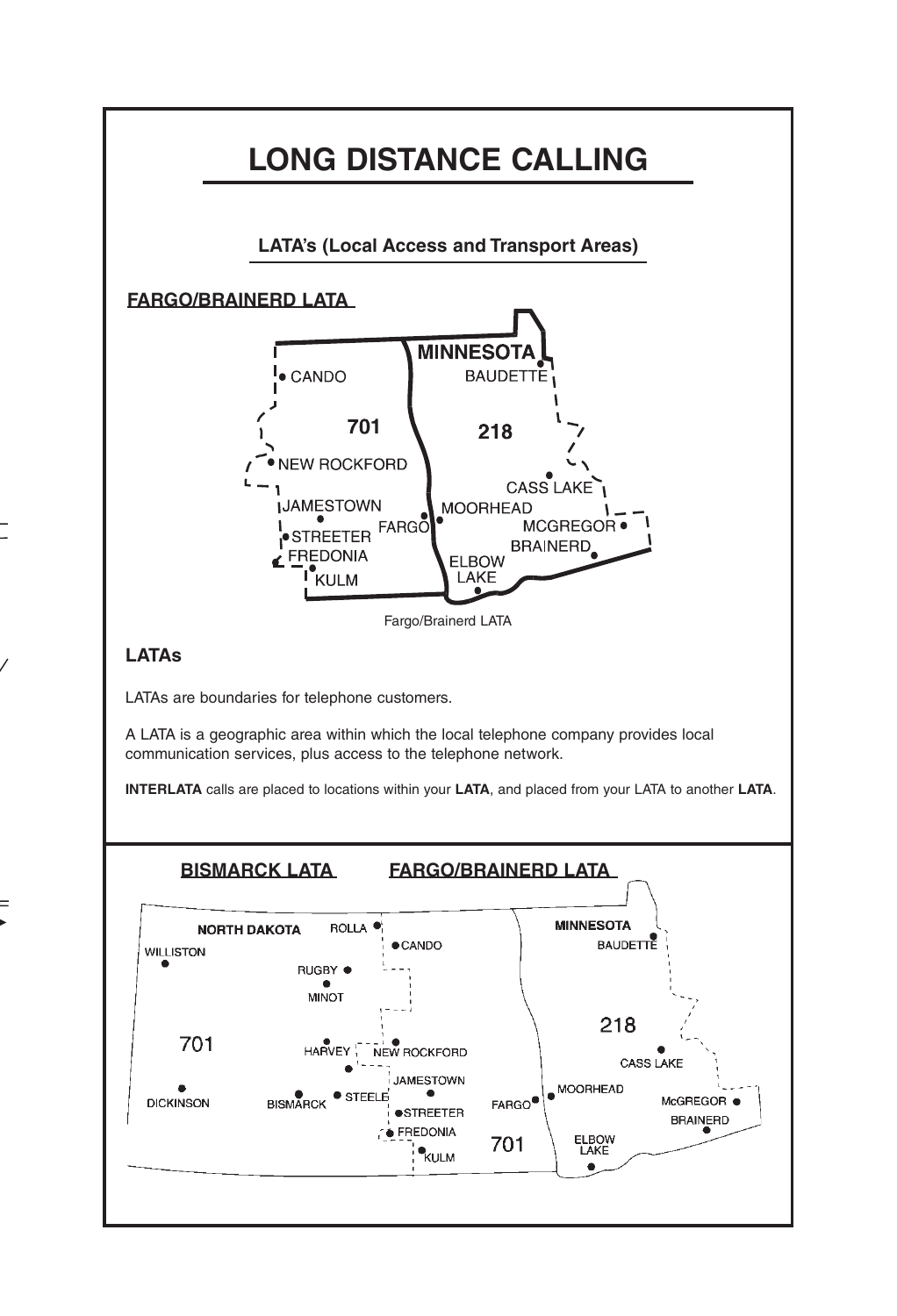# LONG DISTANCE CALLING

## LATA's (Local Access and Transport Areas)

**FARGO/BRAINERD LATA**

Fargo/Brainerd LATA

### LATAs

LATAs are boundaries for telephone customers.

A LATA is a geographic area within which the local telephone company provides local communication services, plus access to the telephone network.

**INTERLATA** calls are placed to locations within your **LATA**, and placed from your LATA to another **LATA**.

**BISMARCK LATA** **FARGO/BRAINERD LATA**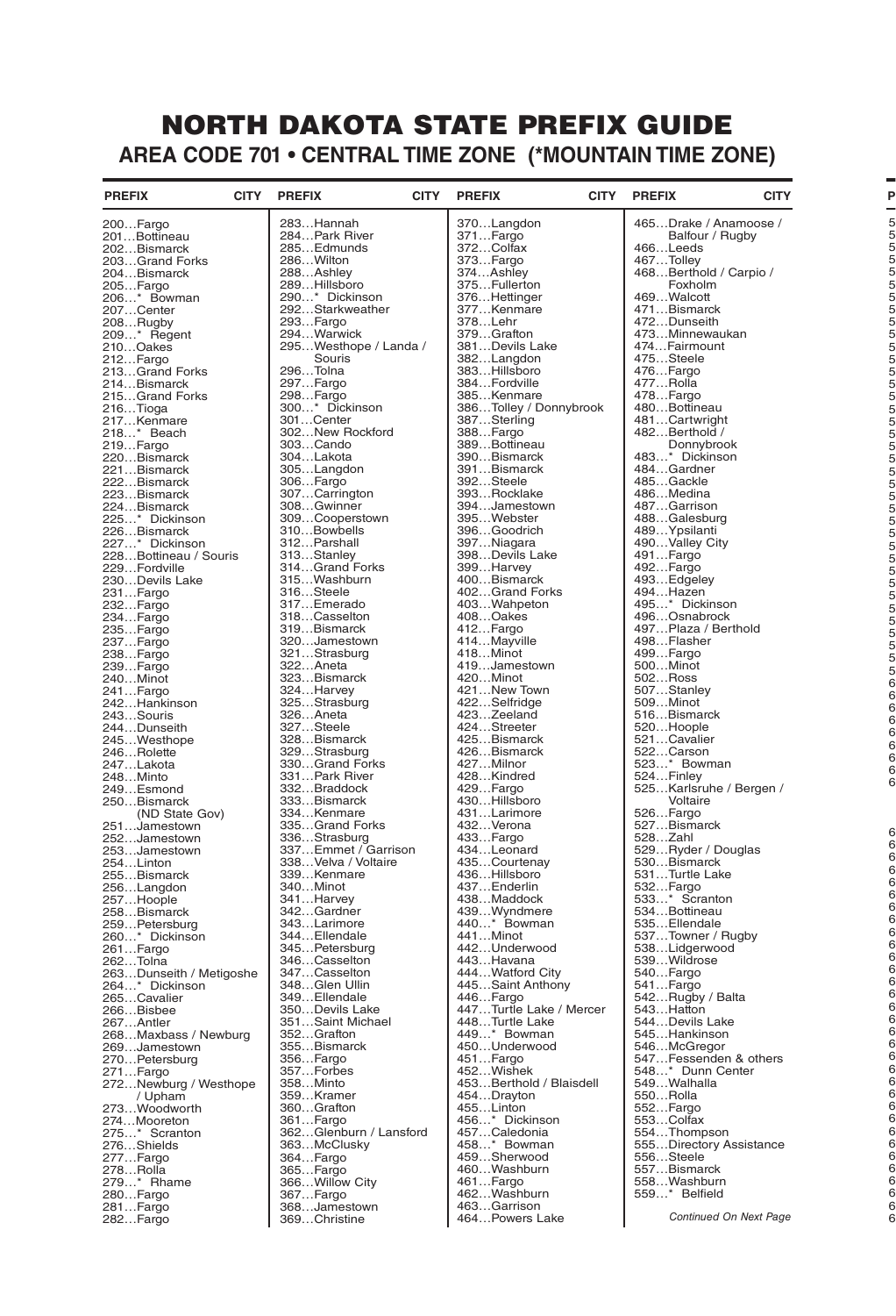# NORTH DAKOTA STATE PREFIX GUIDE

## AREA CODE 701 • CENTRAL TIME ZONE (*MOUNTAIN TIME ZONE)

| PREFIX | CITY |
|---|---|
| 200 | Fargo |
| 201 | Bottineau |
| 202 | Bismarck |
| 203 | Grand Forks |
| 204 | Bismarck |
| 205 | Fargo |
| 206 | * Bowman |
| 207 | Center |
| 208 | Rugby |
| 209 | * Regent |
| 210 | Oakes |
| 212 | Fargo |
| 213 | Grand Forks |
| 214 | Bismarck |
| 215 | Grand Forks |
| 216 | Tioga |
| 217 | Kenmare |
| 218 | * Beach |
| 219 | Fargo |
| 220 | Bismarck |
| 221 | Bismarck |
| 222 | Bismarck |
| 223 | Bismarck |
| 224 | Bismarck |
| 225 | * Dickinson |
| 226 | Bismarck |
| 227 | * Dickinson |
| 228 | Bottineau / Souris |
| 229 | Fordville |
| 230 | Devils Lake |
| 231 | Fargo |
| 232 | Fargo |
| 234 | Fargo |
| 235 | Fargo |
| 237 | Fargo |
| 238 | Fargo |
| 239 | Fargo |
| 240 | Minot |
| 241 | Fargo |
| 242 | Hankinson |
| 243 | Souris |
| 244 | Dunseith |
| 245 | Westhope |
| 246 | Rolette |
| 247 | Lakota |
| 248 | Minto |
| 249 | Esmond |
| 250 | Bismarck (ND State Gov) |
| 251 | Jamestown |
| 252 | Jamestown |
| 253 | Jamestown |
| 254 | Linton |
| 255 | Bismarck |
| 256 | Langdon |
| 257 | Hoople |
| 258 | Bismarck |
| 259 | Petersburg |
| 260 | * Dickinson |
| 261 | Fargo |
| 262 | Tolna |
| 263 | Dunseith / Metigoshe |
| 264 | * Dickinson |
| 265 | Cavalier |
| 266 | Bisbee |
| 267 | Antler |
| 268 | Maxbass / Newburg |
| 269 | Jamestown |
| 270 | Petersburg |
| 271 | Fargo |
| 272 | Newburg / Westhope / Upham |
| 273 | Woodworth |
| 274 | Mooreton |
| 275 | * Scranton |
| 276 | Shields |
| 277 | Fargo |
| 278 | Rolla |
| 279 | * Rhame |
| 280 | Fargo |
| 281 | Fargo |
| 282 | Fargo |
| 283 | Hannah |
| 284 | Park River |
| 285 | Edmunds |
| 286 | Wilton |
| 288 | Ashley |
| 289 | Hillsboro |
| 290 | * Dickinson |
| 292 | Starkweather |
| 293 | Fargo |
| 294 | Warwick |
| 295 | Westhope / Landa / Souris |
| 296 | Tolna |
| 297 | Fargo |
| 298 | Fargo |
| 300 | * Dickinson |
| 301 | Center |
| 302 | New Rockford |
| 303 | Cando |
| 304 | Lakota |
| 305 | Langdon |
| 306 | Fargo |
| 307 | Carrington |
| 308 | Gwinner |
| 309 | Cooperstown |
| 310 | Bowbells |
| 312 | Parshall |
| 313 | Stanley |
| 314 | Grand Forks |
| 315 | Washburn |
| 316 | Steele |
| 317 | Emerado |
| 318 | Casselton |
| 319 | Bismarck |
| 320 | Jamestown |
| 321 | Strasburg |
| 322 | Aneta |
| 323 | Bismarck |
| 324 | Harvey |
| 325 | Strasburg |
| 326 | Aneta |
| 327 | Steele |
| 328 | Bismarck |
| 329 | Strasburg |
| 330 | Grand Forks |
| 331 | Park River |
| 332 | Braddock |
| 333 | Bismarck |
| 334 | Kenmare |
| 335 | Grand Forks |
| 336 | Strasburg |
| 337 | Emmet / Garrison |
| 338 | Velva / Voltaire |
| 339 | Kenmare |
| 340 | Minot |
| 341 | Harvey |
| 342 | Gardner |
| 343 | Larimore |
| 344 | Ellendale |
| 345 | Petersburg |
| 346 | Casselton |
| 347 | Casselton |
| 348 | Glen Ullin |
| 349 | Ellendale |
| 350 | Devils Lake |
| 351 | Saint Michael |
| 352 | Grafton |
| 355 | Bismarck |
| 356 | Fargo |
| 357 | Forbes |
| 358 | Minto |
| 359 | Kramer |
| 360 | Grafton |
| 361 | Fargo |
| 362 | Glenburn / Lansford |
| 363 | McClusky |
| 364 | Fargo |
| 365 | Fargo |
| 366 | Willow City |
| 367 | Fargo |
| 368 | Jamestown |
| 369 | Christine |
| 370 | Langdon |
| 371 | Fargo |
| 372 | Colfax |
| 373 | Fargo |
| 374 | Ashley |
| 375 | Fullerton |
| 376 | Hettinger |
| 377 | Kenmare |
| 378 | Lehr |
| 379 | Grafton |
| 381 | Devils Lake |
| 382 | Langdon |
| 383 | Hillsboro |
| 384 | Fordville |
| 385 | Kenmare |
| 386 | Tolley / Donnybrook |
| 387 | Sterling |
| 388 | Fargo |
| 389 | Bottineau |
| 390 | Bismarck |
| 391 | Bismarck |
| 392 | Steele |
| 393 | Rocklake |
| 394 | Jamestown |
| 395 | Webster |
| 396 | Goodrich |
| 397 | Niagara |
| 398 | Devils Lake |
| 399 | Harvey |
| 400 | Bismarck |
| 402 | Grand Forks |
| 403 | Wahpeton |
| 408 | Oakes |
| 412 | Fargo |
| 414 | Mayville |
| 418 | Minot |
| 419 | Jamestown |
| 420 | Minot |
| 421 | New Town |
| 422 | Selfridge |
| 423 | Zeeland |
| 424 | Streeter |
| 425 | Bismarck |
| 426 | Bismarck |
| 427 | Milnor |
| 428 | Kindred |
| 429 | Fargo |
| 430 | Hillsboro |
| 431 | Larimore |
| 432 | Verona |
| 433 | Fargo |
| 434 | Leonard |
| 435 | Courtenay |
| 436 | Hillsboro |
| 437 | Enderlin |
| 438 | Maddock |
| 439 | Wyndmere |
| 440 | * Bowman |
| 441 | Minot |
| 442 | Underwood |
| 443 | Havana |
| 444 | Watford City |
| 445 | Saint Anthony |
| 446 | Fargo |
| 447 | Turtle Lake / Mercer |
| 448 | Turtle Lake |
| 449 | * Bowman |
| 450 | Underwood |
| 451 | Fargo |
| 452 | Wishek |
| 453 | Berthold / Blaisdell |
| 454 | Drayton |
| 455 | Linton |
| 456 | * Dickinson |
| 457 | Caledonia |
| 458 | * Bowman |
| 459 | Sherwood |
| 460 | Washburn |
| 461 | Fargo |
| 462 | Washburn |
| 463 | Garrison |
| 464 | Powers Lake |
| 465 | Drake / Anamoose / Balfour / Rugby |
| 466 | Leeds |
| 467 | Tolley |
| 468 | Berthold / Carpio / Foxholm |
| 469 | Walcott |
| 471 | Bismarck |
| 472 | Dunseith |
| 473 | Minnewaukan |
| 474 | Fairmount |
| 475 | Steele |
| 476 | Fargo |
| 477 | Rolla |
| 478 | Fargo |
| 480 | Bottineau |
| 481 | Cartwright |
| 482 | Berthold / Donnybrook |
| 483 | * Dickinson |
| 484 | Gardner |
| 485 | Gackle |
| 486 | Medina |
| 487 | Garrison |
| 488 | Galesburg |
| 489 | Ypsilanti |
| 490 | Valley City |
| 491 | Fargo |
| 492 | Fargo |
| 493 | Edgeley |
| 494 | Hazen |
| 495 | * Dickinson |
| 496 | Osnabrock |
| 497 | Plaza / Berthold |
| 498 | Flasher |
| 499 | Fargo |
| 500 | Minot |
| 502 | Ross |
| 507 | Stanley |
| 509 | Minot |
| 516 | Bismarck |
| 520 | Hoople |
| 521 | Cavalier |
| 522 | Carson |
| 523 | * Bowman |
| 524 | Finley |
| 525 | Karlsruhe / Bergen / Voltaire |
| 526 | Fargo |
| 527 | Bismarck |
| 528 | Zahl |
| 529 | Ryder / Douglas |
| 530 | Bismarck |
| 531 | Turtle Lake |
| 532 | Fargo |
| 533 | * Scranton |
| 534 | Bottineau |
| 535 | Ellendale |
| 537 | Towner / Rugby |
| 538 | Lidgerwood |
| 539 | Wildrose |
| 540 | Fargo |
| 541 | Fargo |
| 542 | Rugby / Balta |
| 543 | Hatton |
| 544 | Devils Lake |
| 545 | Hankinson |
| 546 | McGregor |
| 547 | Fessenden & others |
| 548 | * Dunn Center |
| 549 | Walhalla |
| 550 | Rolla |
| 552 | Fargo |
| 553 | Colfax |
| 554 | Thompson |
| 555 | Directory Assistance |
| 556 | Steele |
| 557 | Bismarck |
| 558 | Washburn |
| 559 | * Belfield |

*Continued On Next Page*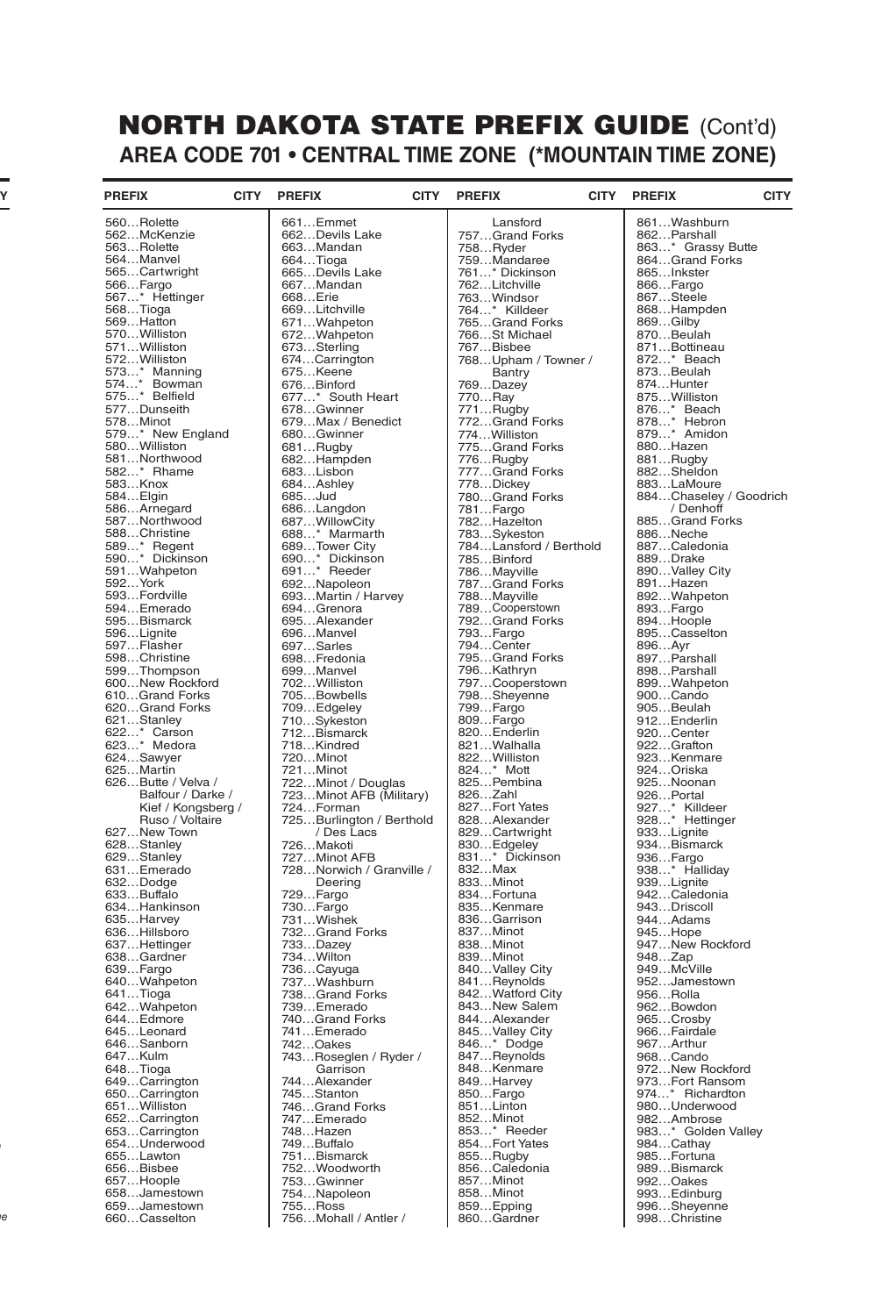# NORTH DAKOTA STATE PREFIX GUIDE (Cont'd)

## AREA CODE 701 • CENTRAL TIME ZONE (*MOUNTAIN TIME ZONE)

| PREFIX | CITY |
|---|---|
| 560 | Rolette |
| 562 | McKenzie |
| 563 | Rolette |
| 564 | Manvel |
| 565 | Cartwright |
| 566 | Fargo |
| 567 | * Hettinger |
| 568 | Tioga |
| 569 | Hatton |
| 570 | Williston |
| 571 | Williston |
| 572 | Williston |
| 573 | * Manning |
| 574 | * Bowman |
| 575 | * Belfield |
| 577 | Dunseith |
| 578 | Minot |
| 579 | * New England |
| 580 | Williston |
| 581 | Northwood |
| 582 | * Rhame |
| 583 | Knox |
| 584 | Elgin |
| 586 | Arnegard |
| 587 | Northwood |
| 588 | Christine |
| 589 | * Regent |
| 590 | * Dickinson |
| 591 | Wahpeton |
| 592 | York |
| 593 | Fordville |
| 594 | Emerado |
| 595 | Bismarck |
| 596 | Lignite |
| 597 | Flasher |
| 598 | Christine |
| 599 | Thompson |
| 600 | New Rockford |
| 610 | Grand Forks |
| 620 | Grand Forks |
| 621 | Stanley |
| 622 | * Carson |
| 623 | * Medora |
| 624 | Sawyer |
| 625 | Martin |
| 626 | Butte / Velva / Balfour / Darke / Kief / Kongsberg / Ruso / Voltaire |
| 627 | New Town |
| 628 | Stanley |
| 629 | Stanley |
| 631 | Emerado |
| 632 | Dodge |
| 633 | Buffalo |
| 634 | Hankinson |
| 635 | Harvey |
| 636 | Hillsboro |
| 637 | Hettinger |
| 638 | Gardner |
| 639 | Fargo |
| 640 | Wahpeton |
| 641 | Tioga |
| 642 | Wahpeton |
| 644 | Edmore |
| 645 | Leonard |
| 646 | Sanborn |
| 647 | Kulm |
| 648 | Tioga |
| 649 | Carrington |
| 650 | Carrington |
| 651 | Williston |
| 652 | Carrington |
| 653 | Carrington |
| 654 | Underwood |
| 655 | Lawton |
| 656 | Bisbee |
| 657 | Hoople |
| 658 | Jamestown |
| 659 | Jamestown |
| 660 | Casselton |
| 661 | Emmet |
| 662 | Devils Lake |
| 663 | Mandan |
| 664 | Tioga |
| 665 | Devils Lake |
| 667 | Mandan |
| 668 | Erie |
| 669 | Litchville |
| 671 | Wahpeton |
| 672 | Wahpeton |
| 673 | Sterling |
| 674 | Carrington |
| 675 | Keene |
| 676 | Binford |
| 677 | * South Heart |
| 678 | Gwinner |
| 679 | Max / Benedict |
| 680 | Gwinner |
| 681 | Rugby |
| 682 | Hampden |
| 683 | Lisbon |
| 684 | Ashley |
| 685 | Jud |
| 686 | Langdon |
| 687 | WillowCity |
| 688 | * Marmarth |
| 689 | Tower City |
| 690 | * Dickinson |
| 691 | * Reeder |
| 692 | Napoleon |
| 693 | Martin / Harvey |
| 694 | Grenora |
| 695 | Alexander |
| 696 | Manvel |
| 697 | Sarles |
| 698 | Fredonia |
| 699 | Manvel |
| 702 | Williston |
| 705 | Bowbells |
| 709 | Edgeley |
| 710 | Sykeston |
| 712 | Bismarck |
| 718 | Kindred |
| 720 | Minot |
| 721 | Minot |
| 722 | Minot / Douglas |
| 723 | Minot AFB (Military) |
| 724 | Forman |
| 725 | Burlington / Berthold / Des Lacs |
| 726 | Makoti |
| 727 | Minot AFB |
| 728 | Norwich / Granville / Deering |
| 729 | Fargo |
| 730 | Fargo |
| 731 | Wishek |
| 732 | Grand Forks |
| 733 | Dazey |
| 734 | Wilton |
| 736 | Cayuga |
| 737 | Washburn |
| 738 | Grand Forks |
| 739 | Emerado |
| 740 | Grand Forks |
| 741 | Emerado |
| 742 | Oakes |
| 743 | Roseglen / Ryder / Garrison |
| 744 | Alexander |
| 745 | Stanton |
| 746 | Grand Forks |
| 747 | Emerado |
| 748 | Hazen |
| 749 | Buffalo |
| 751 | Bismarck |
| 752 | Woodworth |
| 753 | Gwinner |
| 754 | Napoleon |
| 755 | Ross |
| 756 | Mohall / Antler / Lansford |
| 757 | Grand Forks |
| 758 | Ryder |
| 759 | Mandaree |
| 761 | * Dickinson |
| 762 | Litchville |
| 763 | Windsor |
| 764 | * Killdeer |
| 765 | Grand Forks |
| 766 | St Michael |
| 767 | Bisbee |
| 768 | Upham / Towner / Bantry |
| 769 | Dazey |
| 770 | Ray |
| 771 | Rugby |
| 772 | Grand Forks |
| 774 | Williston |
| 775 | Grand Forks |
| 776 | Rugby |
| 777 | Grand Forks |
| 778 | Dickey |
| 780 | Grand Forks |
| 781 | Fargo |
| 782 | Hazelton |
| 783 | Sykeston |
| 784 | Lansford / Berthold |
| 785 | Binford |
| 786 | Mayville |
| 787 | Grand Forks |
| 788 | Mayville |
| 789 | Cooperstown |
| 792 | Grand Forks |
| 793 | Fargo |
| 794 | Center |
| 795 | Grand Forks |
| 796 | Kathryn |
| 797 | Cooperstown |
| 798 | Sheyenne |
| 799 | Fargo |
| 809 | Fargo |
| 820 | Enderlin |
| 821 | Walhalla |
| 822 | Williston |
| 824 | * Mott |
| 825 | Pembina |
| 826 | Zahl |
| 827 | Fort Yates |
| 828 | Alexander |
| 829 | Cartwright |
| 830 | Edgeley |
| 831 | * Dickinson |
| 832 | Max |
| 833 | Minot |
| 834 | Fortuna |
| 835 | Kenmare |
| 836 | Garrison |
| 837 | Minot |
| 838 | Minot |
| 839 | Minot |
| 840 | Valley City |
| 841 | Reynolds |
| 842 | Watford City |
| 843 | New Salem |
| 844 | Alexander |
| 845 | Valley City |
| 846 | * Dodge |
| 847 | Reynolds |
| 848 | Kenmare |
| 849 | Harvey |
| 850 | Fargo |
| 851 | Linton |
| 852 | Minot |
| 853 | * Reeder |
| 854 | Fort Yates |
| 855 | Rugby |
| 856 | Caledonia |
| 857 | Minot |
| 858 | Minot |
| 859 | Epping |
| 860 | Gardner |
| 861 | Washburn |
| 862 | Parshall |
| 863 | * Grassy Butte |
| 864 | Grand Forks |
| 865 | Inkster |
| 866 | Fargo |
| 867 | Steele |
| 868 | Hampden |
| 869 | Gilby |
| 870 | Beulah |
| 871 | Bottineau |
| 872 | * Beach |
| 873 | Beulah |
| 874 | Hunter |
| 875 | Williston |
| 876 | * Beach |
| 878 | * Hebron |
| 879 | * Amidon |
| 880 | Hazen |
| 881 | Rugby |
| 882 | Sheldon |
| 883 | LaMoure |
| 884 | Chaseley / Goodrich / Denhoff |
| 885 | Grand Forks |
| 886 | Neche |
| 887 | Caledonia |
| 889 | Drake |
| 890 | Valley City |
| 891 | Hazen |
| 892 | Wahpeton |
| 893 | Fargo |
| 894 | Hoople |
| 895 | Casselton |
| 896 | Ayr |
| 897 | Parshall |
| 898 | Parshall |
| 899 | Wahpeton |
| 900 | Cando |
| 905 | Beulah |
| 912 | Enderlin |
| 920 | Center |
| 922 | Grafton |
| 923 | Kenmare |
| 924 | Oriska |
| 925 | Noonan |
| 926 | Portal |
| 927 | * Killdeer |
| 928 | * Hettinger |
| 933 | Lignite |
| 934 | Bismarck |
| 936 | Fargo |
| 938 | * Halliday |
| 939 | Lignite |
| 942 | Caledonia |
| 943 | Driscoll |
| 944 | Adams |
| 945 | Hope |
| 947 | New Rockford |
| 948 | Zap |
| 949 | McVille |
| 952 | Jamestown |
| 956 | Rolla |
| 962 | Bowdon |
| 965 | Crosby |
| 966 | Fairdale |
| 967 | Arthur |
| 968 | Cando |
| 972 | New Rockford |
| 973 | Fort Ransom |
| 974 | * Richardton |
| 980 | Underwood |
| 982 | Ambrose |
| 983 | * Golden Valley |
| 984 | Cathay |
| 985 | Fortuna |
| 989 | Bismarck |
| 992 | Oakes |
| 993 | Edinburg |
| 996 | Sheyenne |
| 998 | Christine |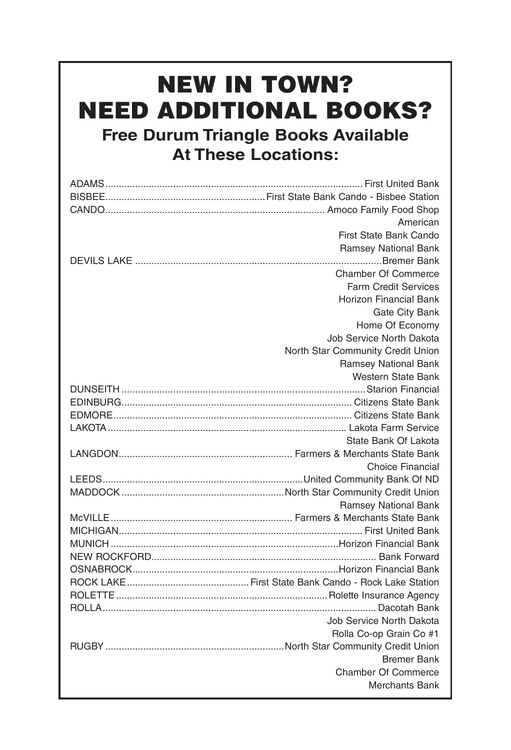# NEW IN TOWN?
# NEED ADDITIONAL BOOKS?

## Free Durum Triangle Books Available At These Locations:

| | |
|---|---|
| ADAMS | First United Bank |
| BISBEE | First State Bank Cando - Bisbee Station |
| CANDO | Amoco Family Food Shop |
| | American |
| | First State Bank Cando |
| | Ramsey National Bank |
| DEVILS LAKE | Bremer Bank |
| | Chamber Of Commerce |
| | Farm Credit Services |
| | Horizon Financial Bank |
| | Gate City Bank |
| | Home Of Economy |
| | Job Service North Dakota |
| | North Star Community Credit Union |
| | Ramsey National Bank |
| | Western State Bank |
| DUNSEITH | Starion Financial |
| EDINBURG | Citizens State Bank |
| EDMORE | Citizens State Bank |
| LAKOTA | Lakota Farm Service |
| | State Bank Of Lakota |
| LANGDON | Farmers & Merchants State Bank |
| | Choice Financial |
| LEEDS | United Community Bank Of ND |
| MADDOCK | North Star Community Credit Union |
| | Ramsey National Bank |
| McVILLE | Farmers & Merchants State Bank |
| MICHIGAN | First United Bank |
| MUNICH | Horizon Financial Bank |
| NEW ROCKFORD | Bank Forward |
| OSNABROCK | Horizon Financial Bank |
| ROCK LAKE | First State Bank Cando - Rock Lake Station |
| ROLETTE | Rolette Insurance Agency |
| ROLLA | Dacotah Bank |
| | Job Service North Dakota |
| | Rolla Co-op Grain Co #1 |
| RUGBY | North Star Community Credit Union |
| | Bremer Bank |
| | Chamber Of Commerce |
| | Merchants Bank |